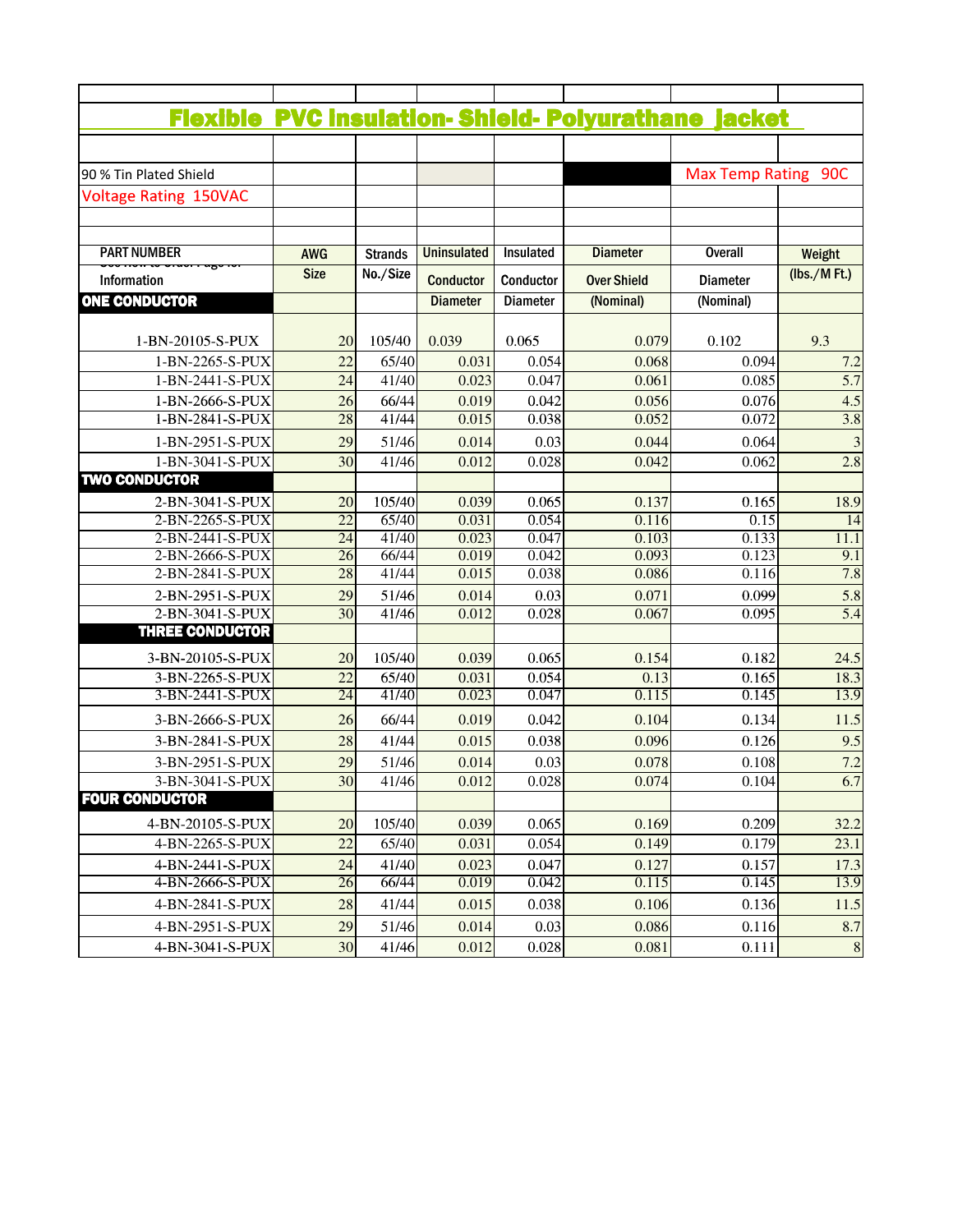# Flexible PVC Insulation- Shield- Polyurathane Jacket

90 % Tin Plated Shield

Max Temp Rating 90C

Voltage Rating 150VAC

| PART NUMBER Information | AWG Size | Strands No./Size | Uninsulated Conductor Diameter | Insulated Conductor Diameter | Diameter Over Shield (Nominal) | Overall Diameter (Nominal) | Weight (lbs./M Ft.) |
|---|---|---|---|---|---|---|---|
| **ONE CONDUCTOR** | | | | | | | |
| 1-BN-20105-S-PUX | 20 | 105/40 | 0.039 | 0.065 | 0.079 | 0.102 | 9.3 |
| 1-BN-2265-S-PUX | 22 | 65/40 | 0.031 | 0.054 | 0.068 | 0.094 | 7.2 |
| 1-BN-2441-S-PUX | 24 | 41/40 | 0.023 | 0.047 | 0.061 | 0.085 | 5.7 |
| 1-BN-2666-S-PUX | 26 | 66/44 | 0.019 | 0.042 | 0.056 | 0.076 | 4.5 |
| 1-BN-2841-S-PUX | 28 | 41/44 | 0.015 | 0.038 | 0.052 | 0.072 | 3.8 |
| 1-BN-2951-S-PUX | 29 | 51/46 | 0.014 | 0.03 | 0.044 | 0.064 | 3 |
| 1-BN-3041-S-PUX | 30 | 41/46 | 0.012 | 0.028 | 0.042 | 0.062 | 2.8 |
| **TWO CONDUCTOR** | | | | | | | |
| 2-BN-3041-S-PUX | 20 | 105/40 | 0.039 | 0.065 | 0.137 | 0.165 | 18.9 |
| 2-BN-2265-S-PUX | 22 | 65/40 | 0.031 | 0.054 | 0.116 | 0.15 | 14 |
| 2-BN-2441-S-PUX | 24 | 41/40 | 0.023 | 0.047 | 0.103 | 0.133 | 11.1 |
| 2-BN-2666-S-PUX | 26 | 66/44 | 0.019 | 0.042 | 0.093 | 0.123 | 9.1 |
| 2-BN-2841-S-PUX | 28 | 41/44 | 0.015 | 0.038 | 0.086 | 0.116 | 7.8 |
| 2-BN-2951-S-PUX | 29 | 51/46 | 0.014 | 0.03 | 0.071 | 0.099 | 5.8 |
| 2-BN-3041-S-PUX | 30 | 41/46 | 0.012 | 0.028 | 0.067 | 0.095 | 5.4 |
| **THREE CONDUCTOR** | | | | | | | |
| 3-BN-20105-S-PUX | 20 | 105/40 | 0.039 | 0.065 | 0.154 | 0.182 | 24.5 |
| 3-BN-2265-S-PUX | 22 | 65/40 | 0.031 | 0.054 | 0.13 | 0.165 | 18.3 |
| 3-BN-2441-S-PUX | 24 | 41/40 | 0.023 | 0.047 | 0.115 | 0.145 | 13.9 |
| 3-BN-2666-S-PUX | 26 | 66/44 | 0.019 | 0.042 | 0.104 | 0.134 | 11.5 |
| 3-BN-2841-S-PUX | 28 | 41/44 | 0.015 | 0.038 | 0.096 | 0.126 | 9.5 |
| 3-BN-2951-S-PUX | 29 | 51/46 | 0.014 | 0.03 | 0.078 | 0.108 | 7.2 |
| 3-BN-3041-S-PUX | 30 | 41/46 | 0.012 | 0.028 | 0.074 | 0.104 | 6.7 |
| **FOUR CONDUCTOR** | | | | | | | |
| 4-BN-20105-S-PUX | 20 | 105/40 | 0.039 | 0.065 | 0.169 | 0.209 | 32.2 |
| 4-BN-2265-S-PUX | 22 | 65/40 | 0.031 | 0.054 | 0.149 | 0.179 | 23.1 |
| 4-BN-2441-S-PUX | 24 | 41/40 | 0.023 | 0.047 | 0.127 | 0.157 | 17.3 |
| 4-BN-2666-S-PUX | 26 | 66/44 | 0.019 | 0.042 | 0.115 | 0.145 | 13.9 |
| 4-BN-2841-S-PUX | 28 | 41/44 | 0.015 | 0.038 | 0.106 | 0.136 | 11.5 |
| 4-BN-2951-S-PUX | 29 | 51/46 | 0.014 | 0.03 | 0.086 | 0.116 | 8.7 |
| 4-BN-3041-S-PUX | 30 | 41/46 | 0.012 | 0.028 | 0.081 | 0.111 | 8 |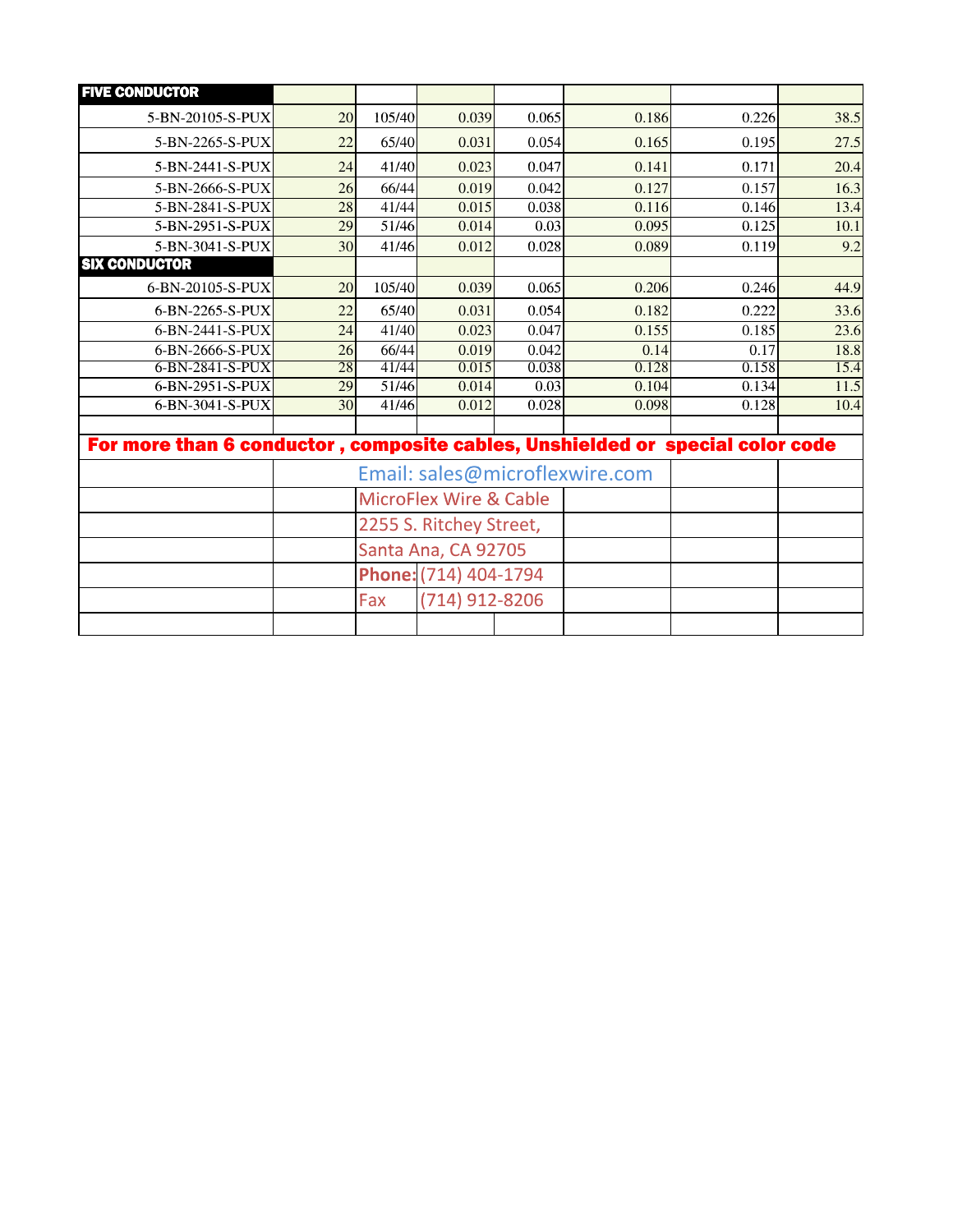| FIVE CONDUCTOR | | | | | | | |
|---|---|---|---|---|---|---|---|
| 5-BN-20105-S-PUX | 20 | 105/40 | 0.039 | 0.065 | 0.186 | 0.226 | 38.5 |
| 5-BN-2265-S-PUX | 22 | 65/40 | 0.031 | 0.054 | 0.165 | 0.195 | 27.5 |
| 5-BN-2441-S-PUX | 24 | 41/40 | 0.023 | 0.047 | 0.141 | 0.171 | 20.4 |
| 5-BN-2666-S-PUX | 26 | 66/44 | 0.019 | 0.042 | 0.127 | 0.157 | 16.3 |
| 5-BN-2841-S-PUX | 28 | 41/44 | 0.015 | 0.038 | 0.116 | 0.146 | 13.4 |
| 5-BN-2951-S-PUX | 29 | 51/46 | 0.014 | 0.03 | 0.095 | 0.125 | 10.1 |
| 5-BN-3041-S-PUX | 30 | 41/46 | 0.012 | 0.028 | 0.089 | 0.119 | 9.2 |
| **SIX CONDUCTOR** | | | | | | | |
| 6-BN-20105-S-PUX | 20 | 105/40 | 0.039 | 0.065 | 0.206 | 0.246 | 44.9 |
| 6-BN-2265-S-PUX | 22 | 65/40 | 0.031 | 0.054 | 0.182 | 0.222 | 33.6 |
| 6-BN-2441-S-PUX | 24 | 41/40 | 0.023 | 0.047 | 0.155 | 0.185 | 23.6 |
| 6-BN-2666-S-PUX | 26 | 66/44 | 0.019 | 0.042 | 0.14 | 0.17 | 18.8 |
| 6-BN-2841-S-PUX | 28 | 41/44 | 0.015 | 0.038 | 0.128 | 0.158 | 15.4 |
| 6-BN-2951-S-PUX | 29 | 51/46 | 0.014 | 0.03 | 0.104 | 0.134 | 11.5 |
| 6-BN-3041-S-PUX | 30 | 41/46 | 0.012 | 0.028 | 0.098 | 0.128 | 10.4 |

**For more than 6 conductor , composite cables, Unshielded or special color code**

Email: sales@microflexwire.com

MicroFlex Wire & Cable

2255 S. Ritchey Street,

Santa Ana, CA 92705

**Phone:** (714) 404-1794

Fax (714) 912-8206